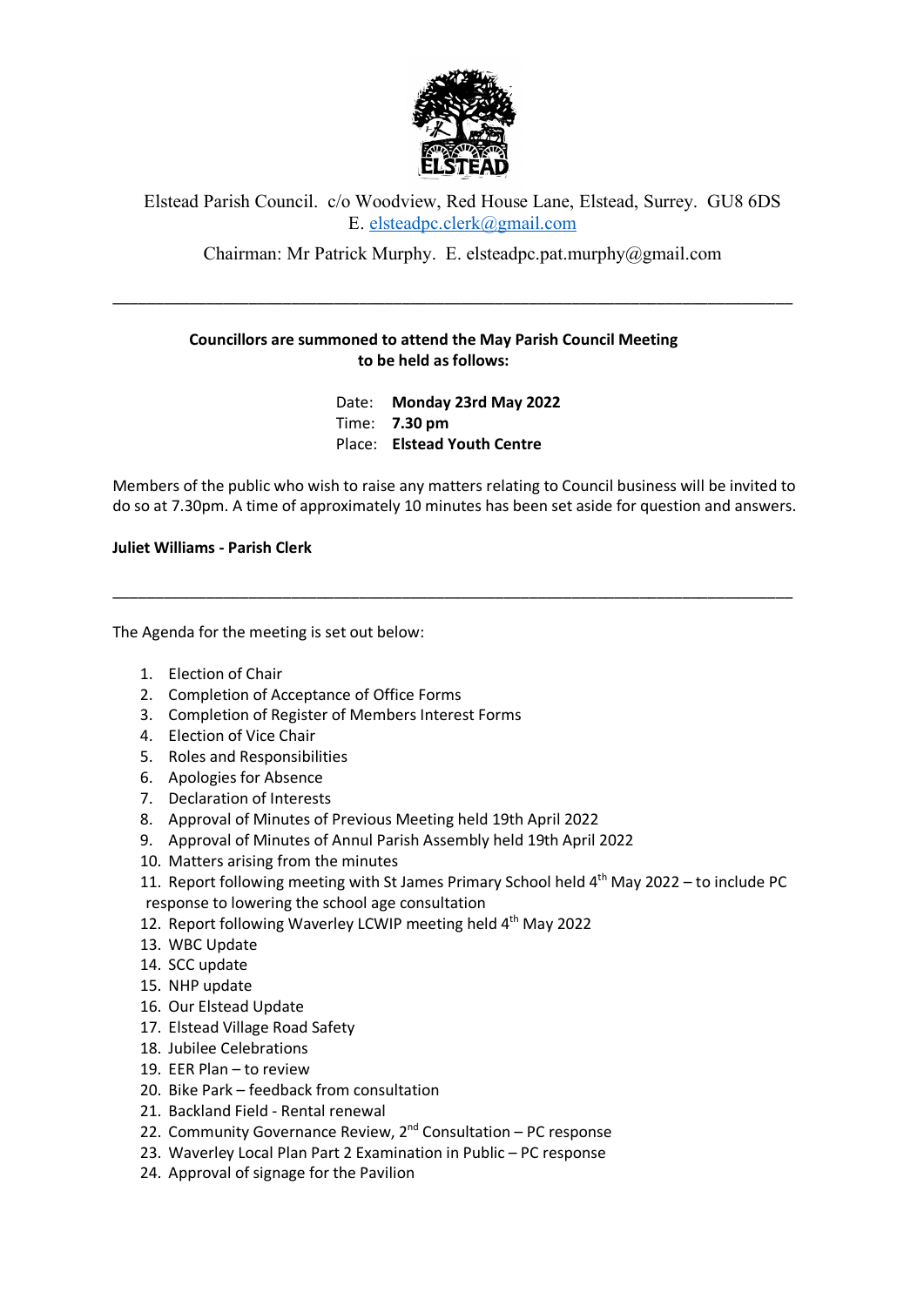Elstead Parish Council. c/o Woodview, Red House Lane, Elstead, Surrey. GU8 6DS
E. elsteadpc.clerk@gmail.com

Chairman: Mr Patrick Murphy. E. elsteadpc.pat.murphy@gmail.com

---

**Councillors are summoned to attend the May Parish Council Meeting to be held as follows:**

Date: **Monday 23rd May 2022**
Time: **7.30 pm**
Place: **Elstead Youth Centre**

Members of the public who wish to raise any matters relating to Council business will be invited to do so at 7.30pm. A time of approximately 10 minutes has been set aside for question and answers.

**Juliet Williams - Parish Clerk**

---

The Agenda for the meeting is set out below:

1. Election of Chair
2. Completion of Acceptance of Office Forms
3. Completion of Register of Members Interest Forms
4. Election of Vice Chair
5. Roles and Responsibilities
6. Apologies for Absence
7. Declaration of Interests
8. Approval of Minutes of Previous Meeting held 19th April 2022
9. Approval of Minutes of Annul Parish Assembly held 19th April 2022
10. Matters arising from the minutes
11. Report following meeting with St James Primary School held 4th May 2022 – to include PC response to lowering the school age consultation
12. Report following Waverley LCWIP meeting held 4th May 2022
13. WBC Update
14. SCC update
15. NHP update
16. Our Elstead Update
17. Elstead Village Road Safety
18. Jubilee Celebrations
19. EER Plan – to review
20. Bike Park – feedback from consultation
21. Backland Field - Rental renewal
22. Community Governance Review, 2nd Consultation – PC response
23. Waverley Local Plan Part 2 Examination in Public – PC response
24. Approval of signage for the Pavilion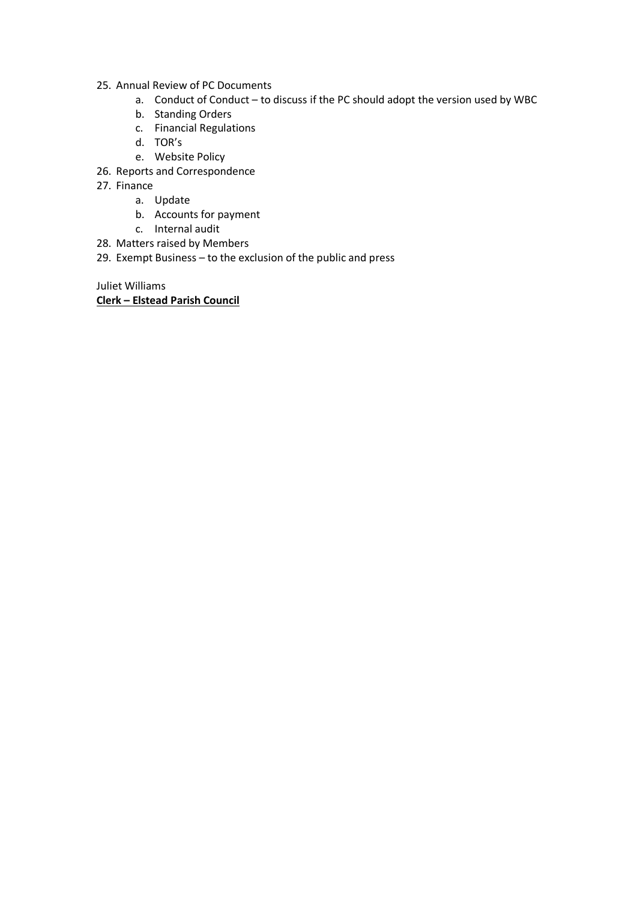25. Annual Review of PC Documents
    a. Conduct of Conduct – to discuss if the PC should adopt the version used by WBC
    b. Standing Orders
    c. Financial Regulations
    d. TOR's
    e. Website Policy
26. Reports and Correspondence
27. Finance
    a. Update
    b. Accounts for payment
    c. Internal audit
28. Matters raised by Members
29. Exempt Business – to the exclusion of the public and press

Juliet Williams
**Clerk – Elstead Parish Council**